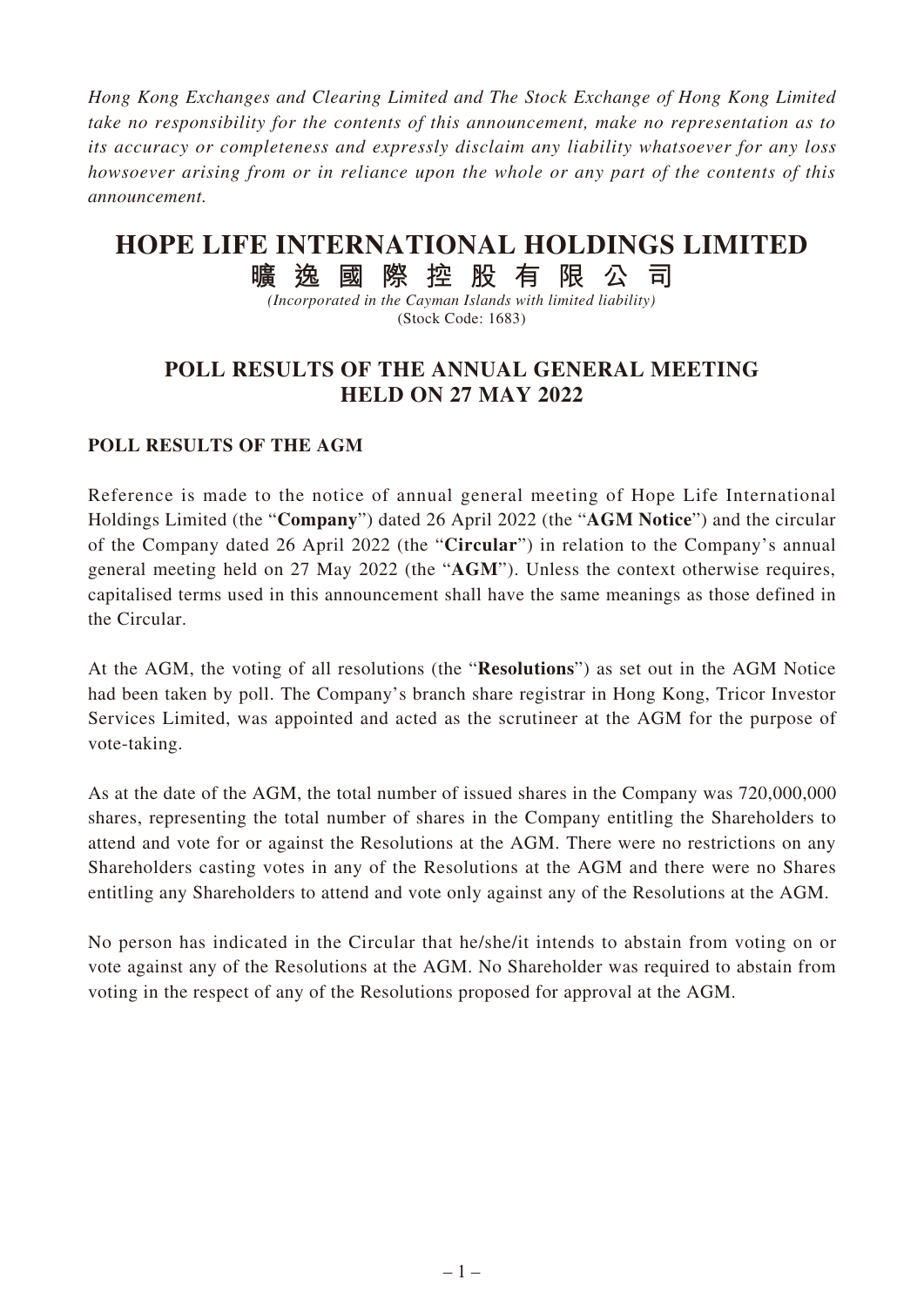*Hong Kong Exchanges and Clearing Limited and The Stock Exchange of Hong Kong Limited take no responsibility for the contents of this announcement, make no representation as to its accuracy or completeness and expressly disclaim any liability whatsoever for any loss howsoever arising from or in reliance upon the whole or any part of the contents of this announcement.*

# HOPE LIFE INTERNATIONAL HOLDINGS LIMITED
# 曠逸國際控股有限公司

*(Incorporated in the Cayman Islands with limited liability)*
(Stock Code: 1683)

## POLL RESULTS OF THE ANNUAL GENERAL MEETING HELD ON 27 MAY 2022

### POLL RESULTS OF THE AGM

Reference is made to the notice of annual general meeting of Hope Life International Holdings Limited (the "**Company**") dated 26 April 2022 (the "**AGM Notice**") and the circular of the Company dated 26 April 2022 (the "**Circular**") in relation to the Company's annual general meeting held on 27 May 2022 (the "**AGM**"). Unless the context otherwise requires, capitalised terms used in this announcement shall have the same meanings as those defined in the Circular.

At the AGM, the voting of all resolutions (the "**Resolutions**") as set out in the AGM Notice had been taken by poll. The Company's branch share registrar in Hong Kong, Tricor Investor Services Limited, was appointed and acted as the scrutineer at the AGM for the purpose of vote-taking.

As at the date of the AGM, the total number of issued shares in the Company was 720,000,000 shares, representing the total number of shares in the Company entitling the Shareholders to attend and vote for or against the Resolutions at the AGM. There were no restrictions on any Shareholders casting votes in any of the Resolutions at the AGM and there were no Shares entitling any Shareholders to attend and vote only against any of the Resolutions at the AGM.

No person has indicated in the Circular that he/she/it intends to abstain from voting on or vote against any of the Resolutions at the AGM. No Shareholder was required to abstain from voting in the respect of any of the Resolutions proposed for approval at the AGM.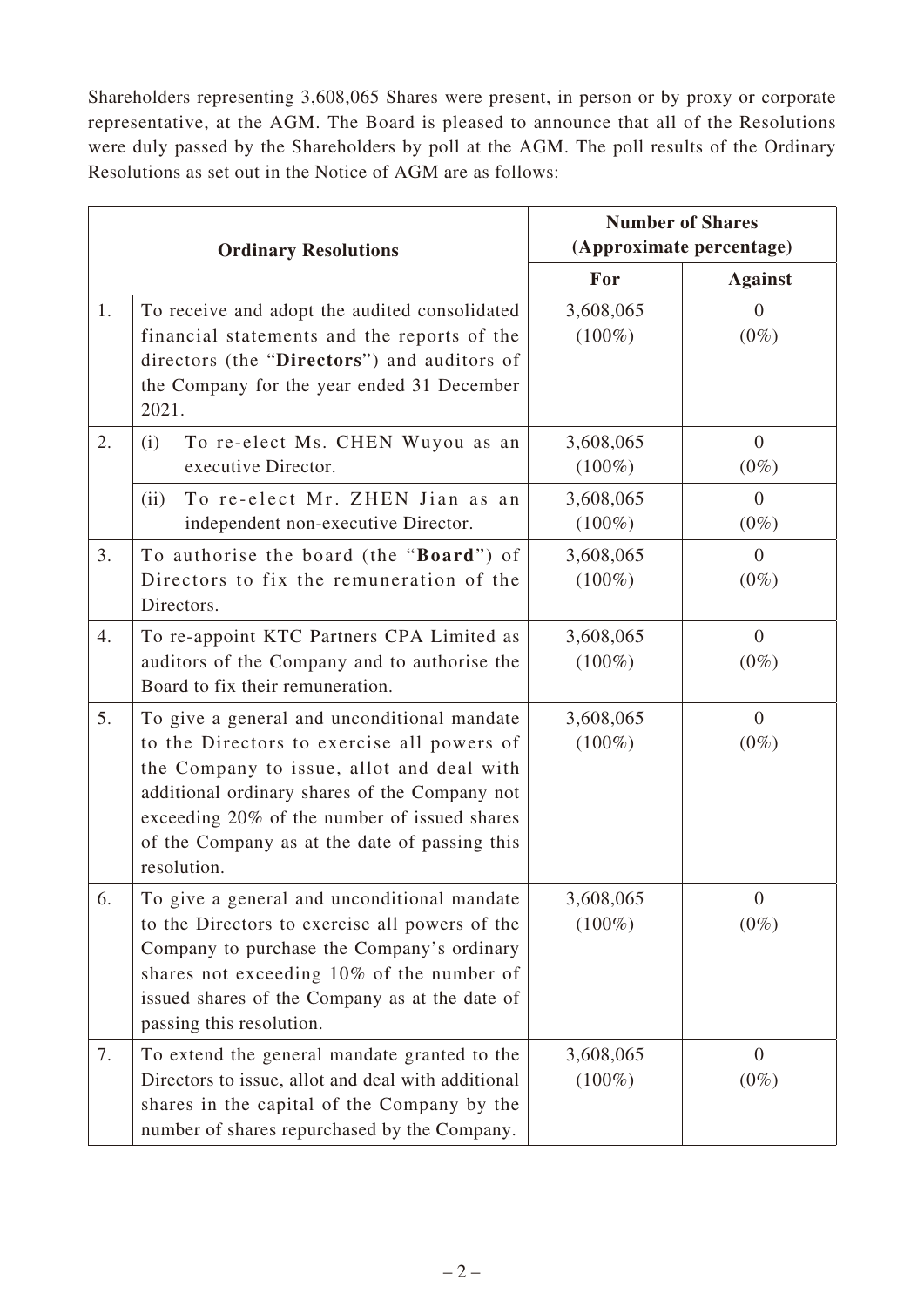Shareholders representing 3,608,065 Shares were present, in person or by proxy or corporate representative, at the AGM. The Board is pleased to announce that all of the Resolutions were duly passed by the Shareholders by poll at the AGM. The poll results of the Ordinary Resolutions as set out in the Notice of AGM are as follows:

| | **Ordinary Resolutions** | **Number of Shares (Approximate percentage)** | |
|---|---|---|---|
| | | **For** | **Against** |
| 1. | To receive and adopt the audited consolidated financial statements and the reports of the directors (the "**Directors**") and auditors of the Company for the year ended 31 December 2021. | 3,608,065 (100%) | 0 (0%) |
| 2. | (i) To re-elect Ms. CHEN Wuyou as an executive Director. | 3,608,065 (100%) | 0 (0%) |
| | (ii) To re-elect Mr. ZHEN Jian as an independent non-executive Director. | 3,608,065 (100%) | 0 (0%) |
| 3. | To authorise the board (the "**Board**") of Directors to fix the remuneration of the Directors. | 3,608,065 (100%) | 0 (0%) |
| 4. | To re-appoint KTC Partners CPA Limited as auditors of the Company and to authorise the Board to fix their remuneration. | 3,608,065 (100%) | 0 (0%) |
| 5. | To give a general and unconditional mandate to the Directors to exercise all powers of the Company to issue, allot and deal with additional ordinary shares of the Company not exceeding 20% of the number of issued shares of the Company as at the date of passing this resolution. | 3,608,065 (100%) | 0 (0%) |
| 6. | To give a general and unconditional mandate to the Directors to exercise all powers of the Company to purchase the Company's ordinary shares not exceeding 10% of the number of issued shares of the Company as at the date of passing this resolution. | 3,608,065 (100%) | 0 (0%) |
| 7. | To extend the general mandate granted to the Directors to issue, allot and deal with additional shares in the capital of the Company by the number of shares repurchased by the Company. | 3,608,065 (100%) | 0 (0%) |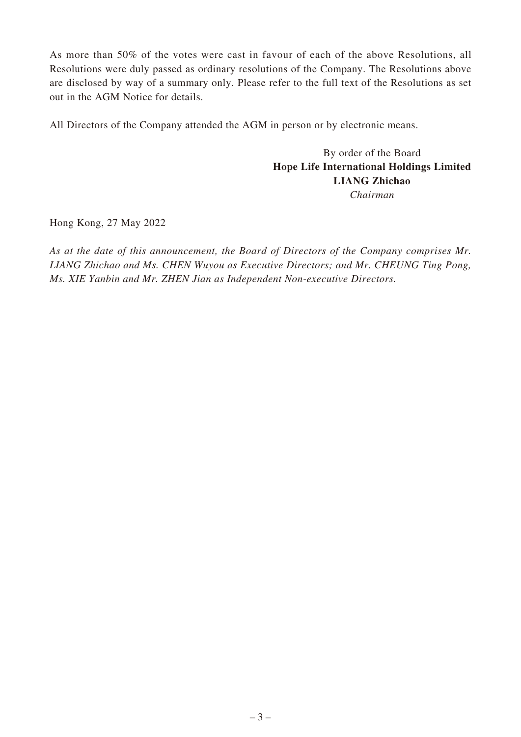As more than 50% of the votes were cast in favour of each of the above Resolutions, all Resolutions were duly passed as ordinary resolutions of the Company. The Resolutions above are disclosed by way of a summary only. Please refer to the full text of the Resolutions as set out in the AGM Notice for details.

All Directors of the Company attended the AGM in person or by electronic means.

By order of the Board
**Hope Life International Holdings Limited**
**LIANG Zhichao**
*Chairman*

Hong Kong, 27 May 2022

*As at the date of this announcement, the Board of Directors of the Company comprises Mr. LIANG Zhichao and Ms. CHEN Wuyou as Executive Directors; and Mr. CHEUNG Ting Pong, Ms. XIE Yanbin and Mr. ZHEN Jian as Independent Non-executive Directors.*